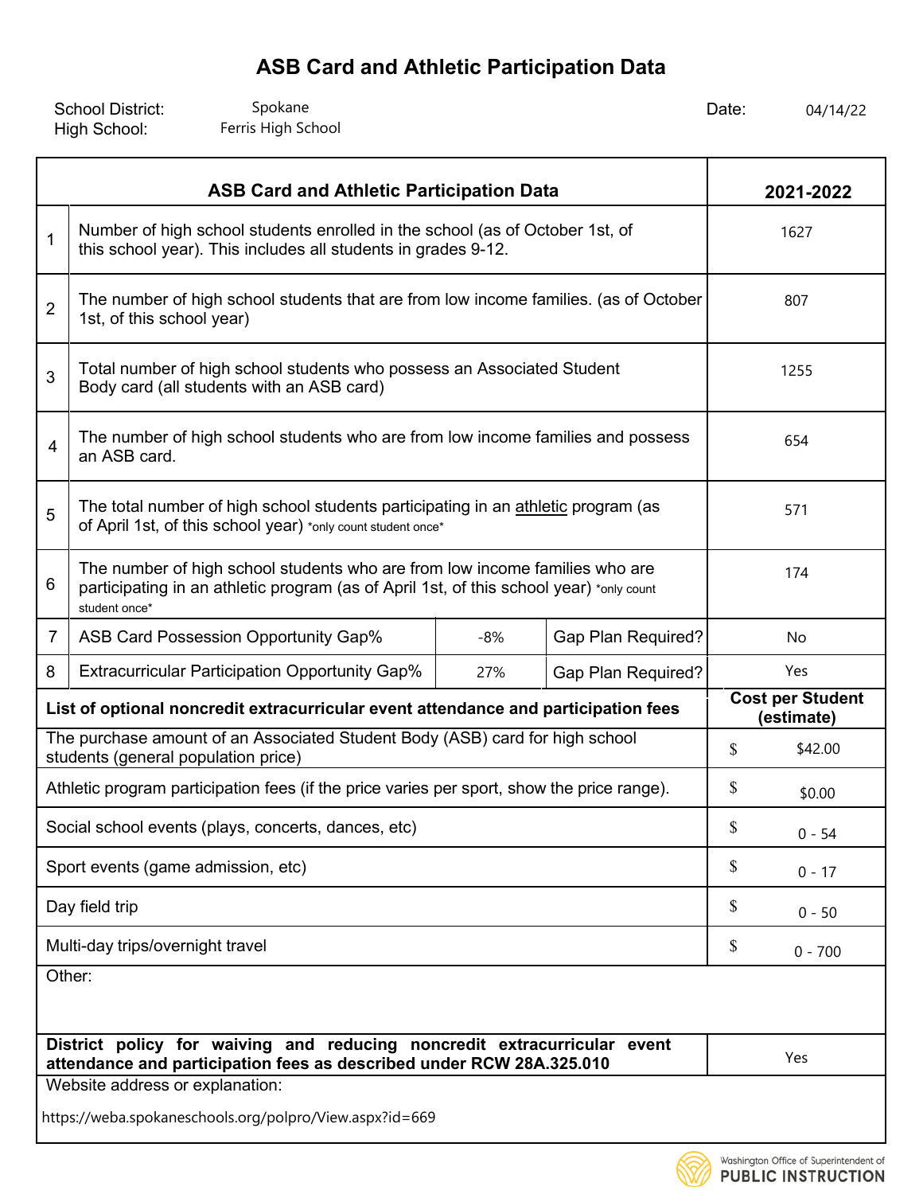# ASB Card and Athletic Participation Data

School District: Spokane
High School: Ferris High School

Date: 04/14/22

| | ASB Card and Athletic Participation Data | | | 2021-2022 |
|---|---|---|---|---|
| 1 | Number of high school students enrolled in the school (as of October 1st, of this school year). This includes all students in grades 9-12. | | | 1627 |
| 2 | The number of high school students that are from low income families. (as of October 1st, of this school year) | | | 807 |
| 3 | Total number of high school students who possess an Associated Student Body card (all students with an ASB card) | | | 1255 |
| 4 | The number of high school students who are from low income families and possess an ASB card. | | | 654 |
| 5 | The total number of high school students participating in an athletic program (as of April 1st, of this school year) *only count student once* | | | 571 |
| 6 | The number of high school students who are from low income families who are participating in an athletic program (as of April 1st, of this school year) *only count student once* | | | 174 |
| 7 | ASB Card Possession Opportunity Gap% | -8% | Gap Plan Required? | No |
| 8 | Extracurricular Participation Opportunity Gap% | 27% | Gap Plan Required? | Yes |

| List of optional noncredit extracurricular event attendance and participation fees | Cost per Student (estimate) |
|---|---|
| The purchase amount of an Associated Student Body (ASB) card for high school students (general population price) | $ $42.00 |
| Athletic program participation fees (if the price varies per sport, show the price range). | $ $0.00 |
| Social school events (plays, concerts, dances, etc) | $ 0 - 54 |
| Sport events (game admission, etc) | $ 0 - 17 |
| Day field trip | $ 0 - 50 |
| Multi-day trips/overnight travel | $ 0 - 700 |
| Other: | |
| **District policy for waiving and reducing noncredit extracurricular event attendance and participation fees as described under RCW 28A.325.010** | Yes |

Website address or explanation:

https://weba.spokaneschools.org/polpro/View.aspx?id=669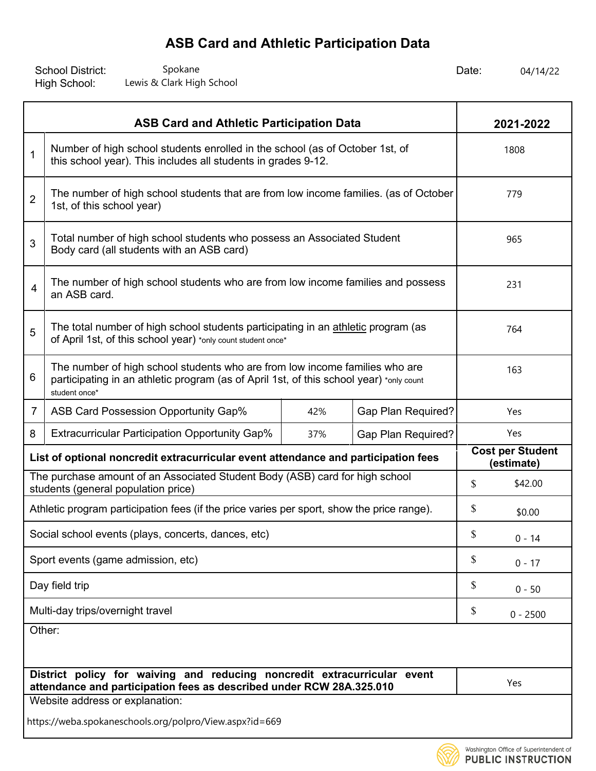# ASB Card and Athletic Participation Data

School District: Spokane
High School: Lewis & Clark High School

Date: 04/14/22

| | ASB Card and Athletic Participation Data | | | 2021-2022 |
|---|---|---|---|---|
| 1 | Number of high school students enrolled in the school (as of October 1st, of this school year). This includes all students in grades 9-12. | | | 1808 |
| 2 | The number of high school students that are from low income families. (as of October 1st, of this school year) | | | 779 |
| 3 | Total number of high school students who possess an Associated Student Body card (all students with an ASB card) | | | 965 |
| 4 | The number of high school students who are from low income families and possess an ASB card. | | | 231 |
| 5 | The total number of high school students participating in an athletic program (as of April 1st, of this school year) *only count student once* | | | 764 |
| 6 | The number of high school students who are from low income families who are participating in an athletic program (as of April 1st, of this school year) *only count student once* | | | 163 |
| 7 | ASB Card Possession Opportunity Gap% | 42% | Gap Plan Required? | Yes |
| 8 | Extracurricular Participation Opportunity Gap% | 37% | Gap Plan Required? | Yes |

| List of optional noncredit extracurricular event attendance and participation fees | Cost per Student (estimate) |
|---|---|
| The purchase amount of an Associated Student Body (ASB) card for high school students (general population price) | $ $42.00 |
| Athletic program participation fees (if the price varies per sport, show the price range). | $ $0.00 |
| Social school events (plays, concerts, dances, etc) | $ 0 - 14 |
| Sport events (game admission, etc) | $ 0 - 17 |
| Day field trip | $ 0 - 50 |
| Multi-day trips/overnight travel | $ 0 - 2500 |
| Other: | |

| District policy for waiving and reducing noncredit extracurricular event attendance and participation fees as described under RCW 28A.325.010 | Yes |
|---|---|

Website address or explanation:

https://weba.spokaneschools.org/polpro/View.aspx?id=669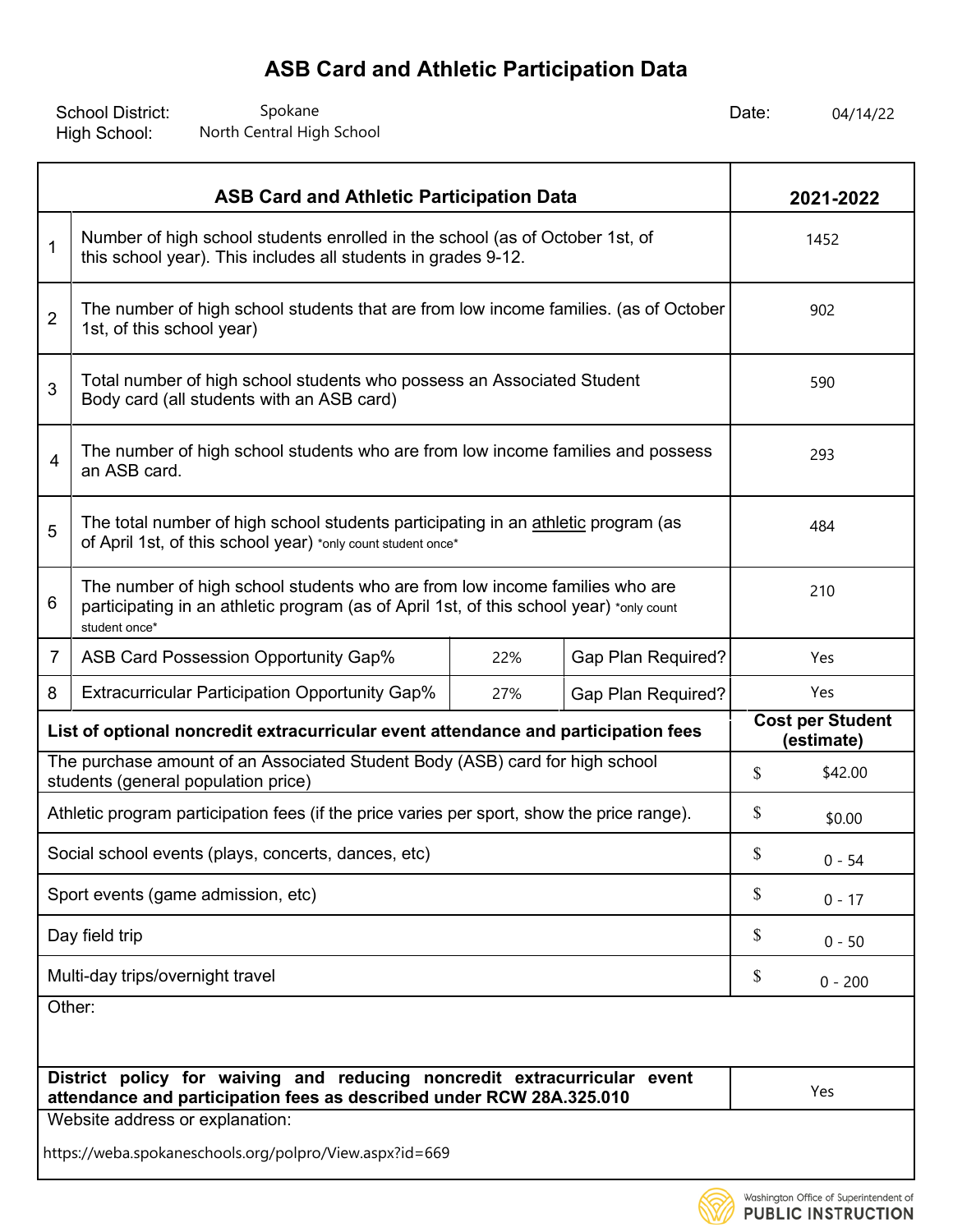# ASB Card and Athletic Participation Data

School District: Spokane
High School: North Central High School
Date: 04/14/22

| | ASB Card and Athletic Participation Data | | | 2021-2022 |
|---|---|---|---|---|
| 1 | Number of high school students enrolled in the school (as of October 1st, of this school year). This includes all students in grades 9-12. | | | 1452 |
| 2 | The number of high school students that are from low income families. (as of October 1st, of this school year) | | | 902 |
| 3 | Total number of high school students who possess an Associated Student Body card (all students with an ASB card) | | | 590 |
| 4 | The number of high school students who are from low income families and possess an ASB card. | | | 293 |
| 5 | The total number of high school students participating in an athletic program (as of April 1st, of this school year) *only count student once* | | | 484 |
| 6 | The number of high school students who are from low income families who are participating in an athletic program (as of April 1st, of this school year) *only count student once* | | | 210 |
| 7 | ASB Card Possession Opportunity Gap% | 22% | Gap Plan Required? | Yes |
| 8 | Extracurricular Participation Opportunity Gap% | 27% | Gap Plan Required? | Yes |

| List of optional noncredit extracurricular event attendance and participation fees | Cost per Student (estimate) |
|---|---|
| The purchase amount of an Associated Student Body (ASB) card for high school students (general population price) | $ $42.00 |
| Athletic program participation fees (if the price varies per sport, show the price range). | $ $0.00 |
| Social school events (plays, concerts, dances, etc) | $ 0 - 54 |
| Sport events (game admission, etc) | $ 0 - 17 |
| Day field trip | $ 0 - 50 |
| Multi-day trips/overnight travel | $ 0 - 200 |
| Other: | |
| **District policy for waiving and reducing noncredit extracurricular event attendance and participation fees as described under RCW 28A.325.010** | Yes |

Website address or explanation:

https://weba.spokaneschools.org/polpro/View.aspx?id=669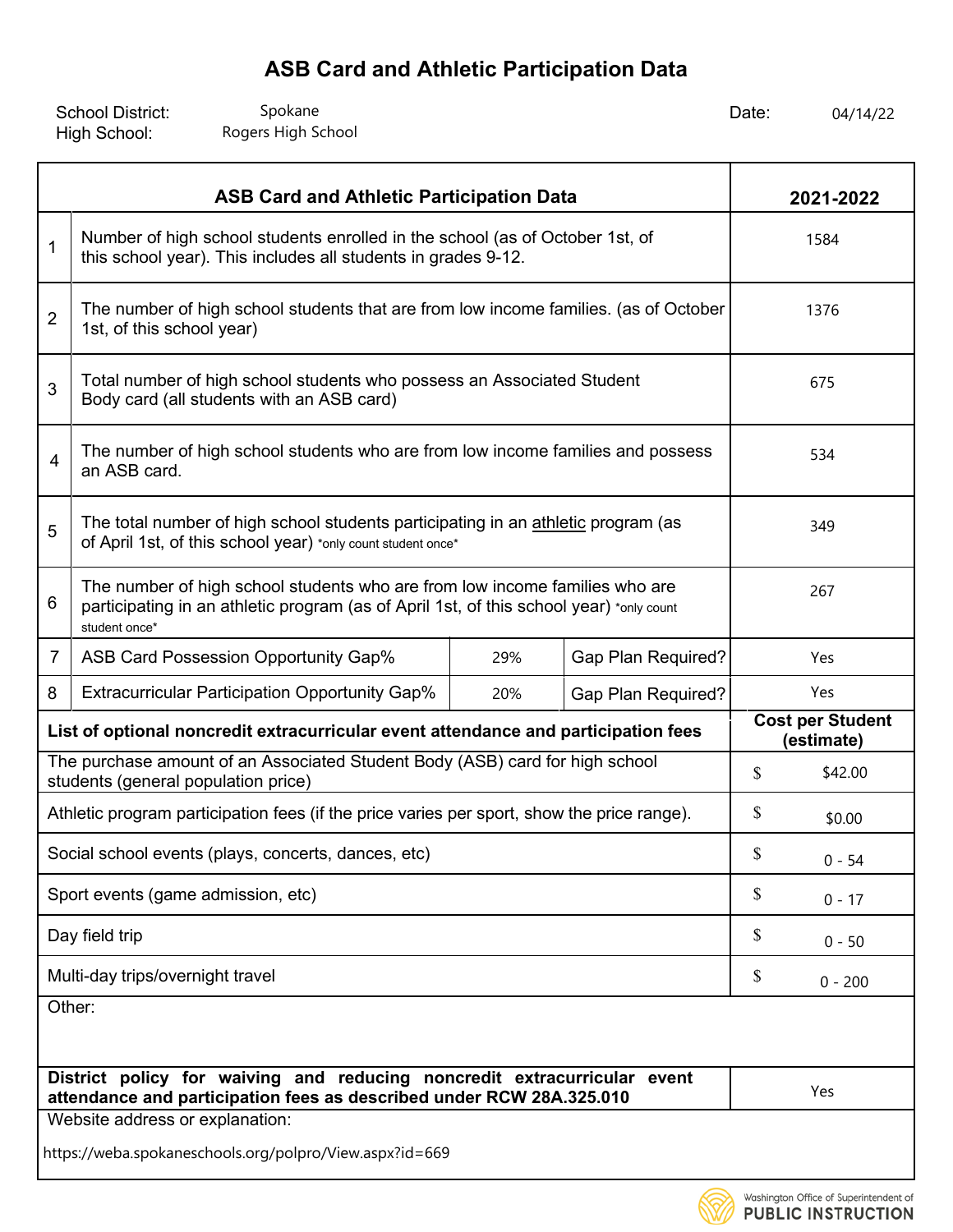# ASB Card and Athletic Participation Data

School District: Spokane
High School: Rogers High School

Date: 04/14/22

| | ASB Card and Athletic Participation Data | | | 2021-2022 |
|---|---|---|---|---|
| 1 | Number of high school students enrolled in the school (as of October 1st, of this school year). This includes all students in grades 9-12. | | | 1584 |
| 2 | The number of high school students that are from low income families. (as of October 1st, of this school year) | | | 1376 |
| 3 | Total number of high school students who possess an Associated Student Body card (all students with an ASB card) | | | 675 |
| 4 | The number of high school students who are from low income families and possess an ASB card. | | | 534 |
| 5 | The total number of high school students participating in an athletic program (as of April 1st, of this school year) *only count student once* | | | 349 |
| 6 | The number of high school students who are from low income families who are participating in an athletic program (as of April 1st, of this school year) *only count student once* | | | 267 |
| 7 | ASB Card Possession Opportunity Gap% | 29% | Gap Plan Required? | Yes |
| 8 | Extracurricular Participation Opportunity Gap% | 20% | Gap Plan Required? | Yes |

| List of optional noncredit extracurricular event attendance and participation fees | Cost per Student (estimate) |
|---|---|
| The purchase amount of an Associated Student Body (ASB) card for high school students (general population price) | $ $42.00 |
| Athletic program participation fees (if the price varies per sport, show the price range). | $ $0.00 |
| Social school events (plays, concerts, dances, etc) | $ 0 - 54 |
| Sport events (game admission, etc) | $ 0 - 17 |
| Day field trip | $ 0 - 50 |
| Multi-day trips/overnight travel | $ 0 - 200 |
| Other: | |
| **District policy for waiving and reducing noncredit extracurricular event attendance and participation fees as described under RCW 28A.325.010** | Yes |

Website address or explanation:

https://weba.spokaneschools.org/polpro/View.aspx?id=669

Washington Office of Superintendent of PUBLIC INSTRUCTION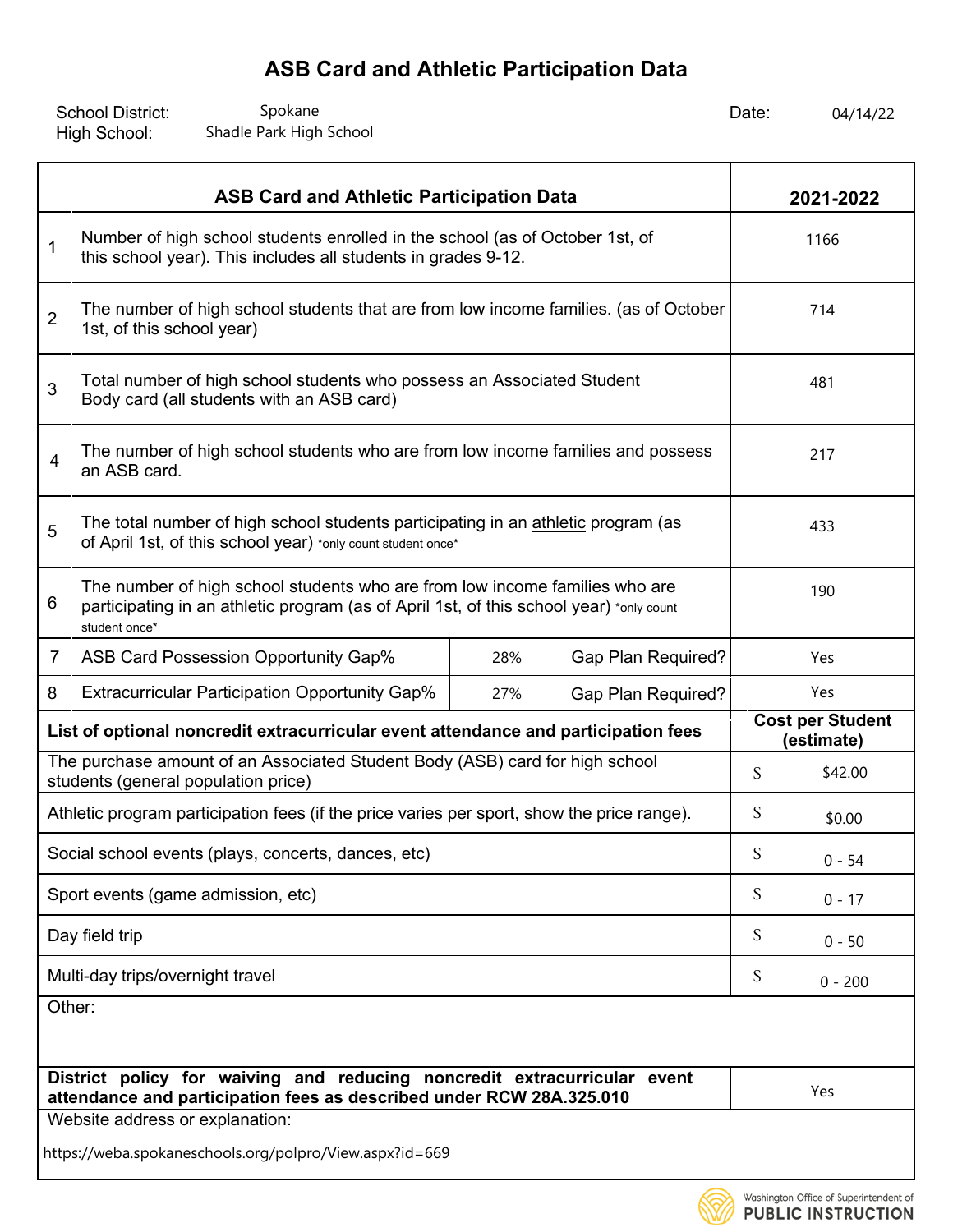# ASB Card and Athletic Participation Data

School District: Spokane
High School: Shadle Park High School

Date: 04/14/22

| | ASB Card and Athletic Participation Data | | | 2021-2022 |
|---|---|---|---|---|
| 1 | Number of high school students enrolled in the school (as of October 1st, of this school year). This includes all students in grades 9-12. | | | 1166 |
| 2 | The number of high school students that are from low income families. (as of October 1st, of this school year) | | | 714 |
| 3 | Total number of high school students who possess an Associated Student Body card (all students with an ASB card) | | | 481 |
| 4 | The number of high school students who are from low income families and possess an ASB card. | | | 217 |
| 5 | The total number of high school students participating in an athletic program (as of April 1st, of this school year) *only count student once* | | | 433 |
| 6 | The number of high school students who are from low income families who are participating in an athletic program (as of April 1st, of this school year) *only count student once* | | | 190 |
| 7 | ASB Card Possession Opportunity Gap% | 28% | Gap Plan Required? | Yes |
| 8 | Extracurricular Participation Opportunity Gap% | 27% | Gap Plan Required? | Yes |

| List of optional noncredit extracurricular event attendance and participation fees | Cost per Student (estimate) |
|---|---|
| The purchase amount of an Associated Student Body (ASB) card for high school students (general population price) | $ $42.00 |
| Athletic program participation fees (if the price varies per sport, show the price range). | $ $0.00 |
| Social school events (plays, concerts, dances, etc) | $ 0 - 54 |
| Sport events (game admission, etc) | $ 0 - 17 |
| Day field trip | $ 0 - 50 |
| Multi-day trips/overnight travel | $ 0 - 200 |
| Other: | |
| **District policy for waiving and reducing noncredit extracurricular event attendance and participation fees as described under RCW 28A.325.010** | Yes |

Website address or explanation:

https://weba.spokaneschools.org/polpro/View.aspx?id=669

Washington Office of Superintendent of PUBLIC INSTRUCTION